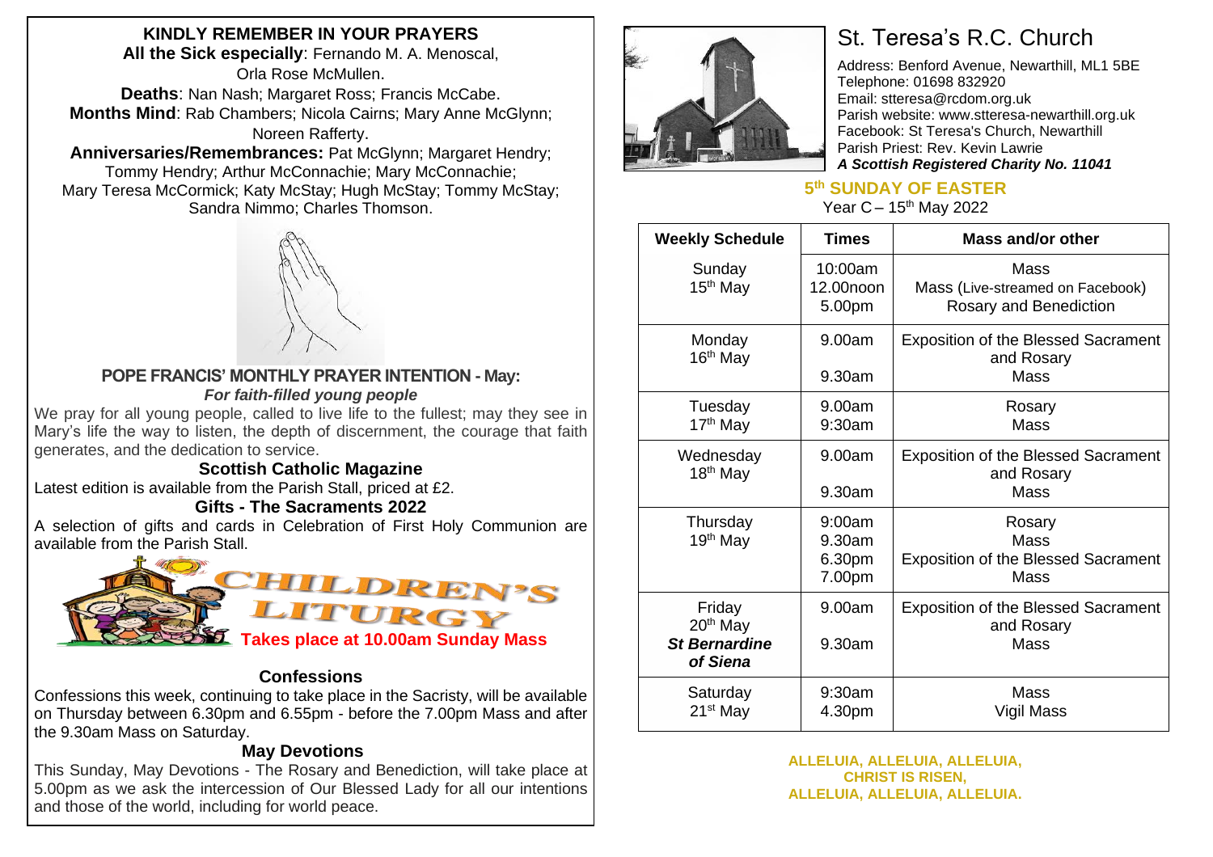## KINDLY REMEMBER IN YOUR PRAYERS

**All the Sick especially**: Fernando M. A. Menoscal, Orla Rose McMullen.

**Deaths**: Nan Nash; Margaret Ross; Francis McCabe.

**Months Mind**: Rab Chambers; Nicola Cairns; Mary Anne McGlynn; Noreen Rafferty.

**Anniversaries/Remembrances:** Pat McGlynn; Margaret Hendry; Tommy Hendry; Arthur McConnachie; Mary McConnachie; Mary Teresa McCormick; Katy McStay; Hugh McStay; Tommy McStay; Sandra Nimmo; Charles Thomson.

### POPE FRANCIS' MONTHLY PRAYER INTENTION - May:

***For faith-filled young people***

We pray for all young people, called to live life to the fullest; may they see in Mary's life the way to listen, the depth of discernment, the courage that faith generates, and the dedication to service.

### Scottish Catholic Magazine

Latest edition is available from the Parish Stall, priced at £2.

### Gifts - The Sacraments 2022

A selection of gifts and cards in Celebration of First Holy Communion are available from the Parish Stall.

### CHILDREN'S LITURGY

**Takes place at 10.00am Sunday Mass**

### Confessions

Confessions this week, continuing to take place in the Sacristy, will be available on Thursday between 6.30pm and 6.55pm - before the 7.00pm Mass and after the 9.30am Mass on Saturday.

### May Devotions

This Sunday, May Devotions - The Rosary and Benediction, will take place at 5.00pm as we ask the intercession of Our Blessed Lady for all our intentions and those of the world, including for world peace.

# St. Teresa's R.C. Church

Address: Benford Avenue, Newarthill, ML1 5BE
Telephone: 01698 832920
Email: stteresa@rcdom.org.uk
Parish website: www.stteresa-newarthill.org.uk
Facebook: St Teresa's Church, Newarthill
Parish Priest: Rev. Kevin Lawrie
***A Scottish Registered Charity No. 11041***

## 5th SUNDAY OF EASTER

Year C – 15th May 2022

| Weekly Schedule | Times | Mass and/or other |
|---|---|---|
| Sunday 15th May | 10:00am<br>12.00noon<br>5.00pm | Mass<br>Mass (Live-streamed on Facebook)<br>Rosary and Benediction |
| Monday 16th May | 9.00am<br>9.30am | Exposition of the Blessed Sacrament and Rosary<br>Mass |
| Tuesday 17th May | 9.00am<br>9:30am | Rosary<br>Mass |
| Wednesday 18th May | 9.00am<br>9.30am | Exposition of the Blessed Sacrament and Rosary<br>Mass |
| Thursday 19th May | 9:00am<br>9.30am<br>6.30pm<br>7.00pm | Rosary<br>Mass<br>Exposition of the Blessed Sacrament<br>Mass |
| Friday 20th May<br>***St Bernardine of Siena*** | 9.00am<br>9.30am | Exposition of the Blessed Sacrament and Rosary<br>Mass |
| Saturday 21st May | 9:30am<br>4.30pm | Mass<br>Vigil Mass |

**ALLELUIA, ALLELUIA, ALLELUIA,
CHRIST IS RISEN,
ALLELUIA, ALLELUIA, ALLELUIA.**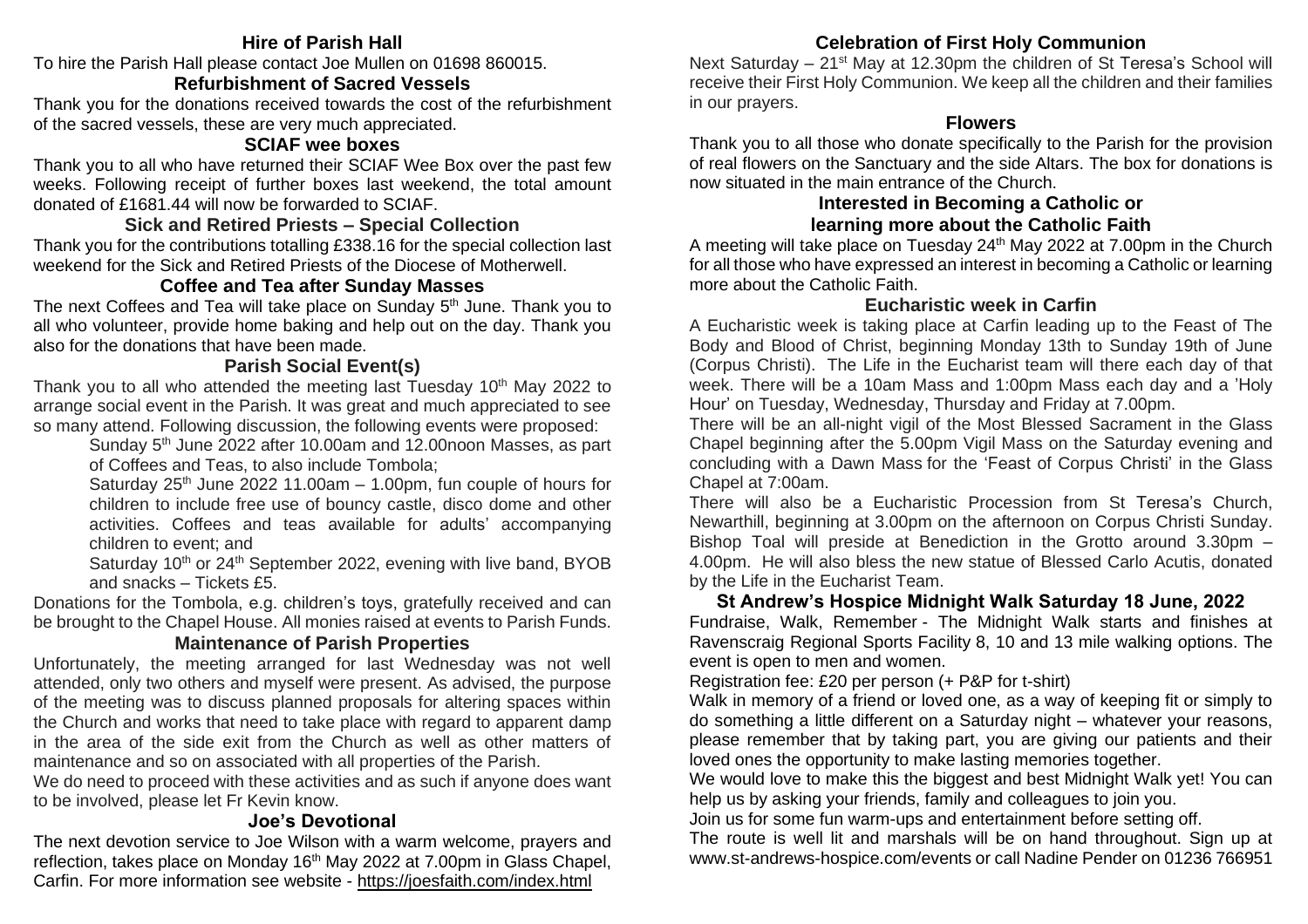## Hire of Parish Hall

To hire the Parish Hall please contact Joe Mullen on 01698 860015.

## Refurbishment of Sacred Vessels

Thank you for the donations received towards the cost of the refurbishment of the sacred vessels, these are very much appreciated.

## SCIAF wee boxes

Thank you to all who have returned their SCIAF Wee Box over the past few weeks. Following receipt of further boxes last weekend, the total amount donated of £1681.44 will now be forwarded to SCIAF.

## Sick and Retired Priests – Special Collection

Thank you for the contributions totalling £338.16 for the special collection last weekend for the Sick and Retired Priests of the Diocese of Motherwell.

## Coffee and Tea after Sunday Masses

The next Coffees and Tea will take place on Sunday 5th June. Thank you to all who volunteer, provide home baking and help out on the day. Thank you also for the donations that have been made.

## Parish Social Event(s)

Thank you to all who attended the meeting last Tuesday 10th May 2022 to arrange social event in the Parish. It was great and much appreciated to see so many attend. Following discussion, the following events were proposed:

Sunday 5th June 2022 after 10.00am and 12.00noon Masses, as part of Coffees and Teas, to also include Tombola;

Saturday 25th June 2022 11.00am – 1.00pm, fun couple of hours for children to include free use of bouncy castle, disco dome and other activities. Coffees and teas available for adults' accompanying children to event; and

Saturday 10th or 24th September 2022, evening with live band, BYOB and snacks – Tickets £5.

Donations for the Tombola, e.g. children's toys, gratefully received and can be brought to the Chapel House. All monies raised at events to Parish Funds.

## Maintenance of Parish Properties

Unfortunately, the meeting arranged for last Wednesday was not well attended, only two others and myself were present. As advised, the purpose of the meeting was to discuss planned proposals for altering spaces within the Church and works that need to take place with regard to apparent damp in the area of the side exit from the Church as well as other matters of maintenance and so on associated with all properties of the Parish.

We do need to proceed with these activities and as such if anyone does want to be involved, please let Fr Kevin know.

## Joe's Devotional

The next devotion service to Joe Wilson with a warm welcome, prayers and reflection, takes place on Monday 16th May 2022 at 7.00pm in Glass Chapel, Carfin. For more information see website - https://joesfaith.com/index.html

## Celebration of First Holy Communion

Next Saturday – 21st May at 12.30pm the children of St Teresa's School will receive their First Holy Communion. We keep all the children and their families in our prayers.

## Flowers

Thank you to all those who donate specifically to the Parish for the provision of real flowers on the Sanctuary and the side Altars. The box for donations is now situated in the main entrance of the Church.

## Interested in Becoming a Catholic or learning more about the Catholic Faith

A meeting will take place on Tuesday 24th May 2022 at 7.00pm in the Church for all those who have expressed an interest in becoming a Catholic or learning more about the Catholic Faith.

## Eucharistic week in Carfin

A Eucharistic week is taking place at Carfin leading up to the Feast of The Body and Blood of Christ, beginning Monday 13th to Sunday 19th of June (Corpus Christi). The Life in the Eucharist team will there each day of that week. There will be a 10am Mass and 1:00pm Mass each day and a 'Holy Hour' on Tuesday, Wednesday, Thursday and Friday at 7.00pm.

There will be an all-night vigil of the Most Blessed Sacrament in the Glass Chapel beginning after the 5.00pm Vigil Mass on the Saturday evening and concluding with a Dawn Mass for the 'Feast of Corpus Christi' in the Glass Chapel at 7:00am.

There will also be a Eucharistic Procession from St Teresa's Church, Newarthill, beginning at 3.00pm on the afternoon on Corpus Christi Sunday. Bishop Toal will preside at Benediction in the Grotto around 3.30pm – 4.00pm. He will also bless the new statue of Blessed Carlo Acutis, donated by the Life in the Eucharist Team.

## St Andrew's Hospice Midnight Walk Saturday 18 June, 2022

Fundraise, Walk, Remember - The Midnight Walk starts and finishes at Ravenscraig Regional Sports Facility 8, 10 and 13 mile walking options. The event is open to men and women.

Registration fee: £20 per person (+ P&P for t-shirt)

Walk in memory of a friend or loved one, as a way of keeping fit or simply to do something a little different on a Saturday night – whatever your reasons, please remember that by taking part, you are giving our patients and their loved ones the opportunity to make lasting memories together.

We would love to make this the biggest and best Midnight Walk yet! You can help us by asking your friends, family and colleagues to join you.

Join us for some fun warm-ups and entertainment before setting off.

The route is well lit and marshals will be on hand throughout. Sign up at www.st-andrews-hospice.com/events or call Nadine Pender on 01236 766951